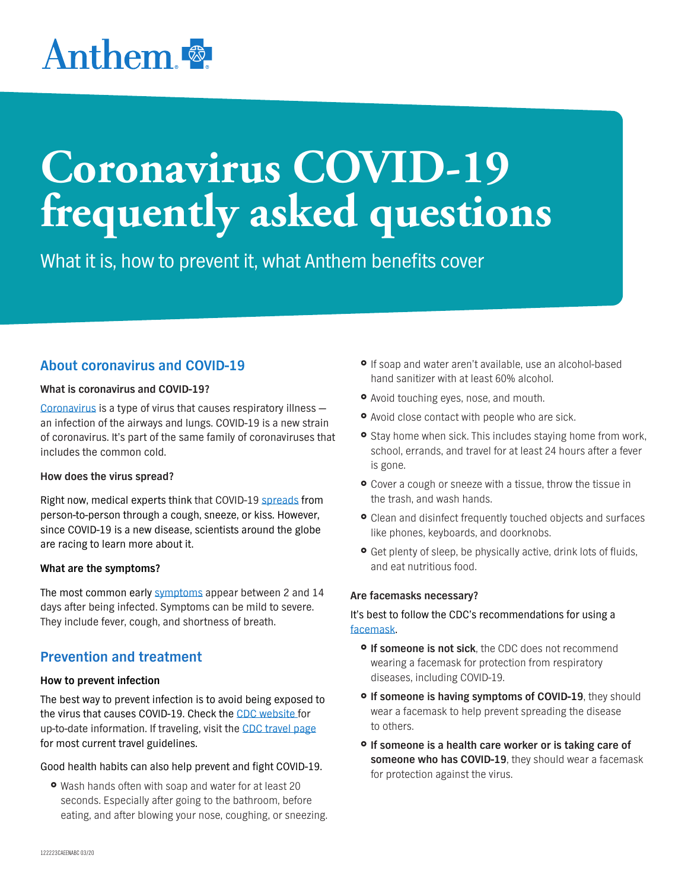Anthem

# Coronavirus COVID-19 frequently asked questions

What it is, how to prevent it, what Anthem benefits cover

## About coronavirus and COVID-19

### What is coronavirus and COVID-19?

Coronavirus is a type of virus that causes respiratory illness — an infection of the airways and lungs. COVID-19 is a new strain of coronavirus. It's part of the same family of coronaviruses that includes the common cold.

### How does the virus spread?

Right now, medical experts think that COVID-19 spreads from person-to-person through a cough, sneeze, or kiss. However, since COVID-19 is a new disease, scientists around the globe are racing to learn more about it.

### What are the symptoms?

The most common early symptoms appear between 2 and 14 days after being infected. Symptoms can be mild to severe. They include fever, cough, and shortness of breath.

## Prevention and treatment

### How to prevent infection

The best way to prevent infection is to avoid being exposed to the virus that causes COVID-19. Check the CDC website for up-to-date information. If traveling, visit the CDC travel page for most current travel guidelines.

Good health habits can also help prevent and fight COVID-19.

- Wash hands often with soap and water for at least 20 seconds. Especially after going to the bathroom, before eating, and after blowing your nose, coughing, or sneezing.
- If soap and water aren't available, use an alcohol-based hand sanitizer with at least 60% alcohol.
- Avoid touching eyes, nose, and mouth.
- Avoid close contact with people who are sick.
- Stay home when sick. This includes staying home from work, school, errands, and travel for at least 24 hours after a fever is gone.
- Cover a cough or sneeze with a tissue, throw the tissue in the trash, and wash hands.
- Clean and disinfect frequently touched objects and surfaces like phones, keyboards, and doorknobs.
- Get plenty of sleep, be physically active, drink lots of fluids, and eat nutritious food.

### Are facemasks necessary?

It's best to follow the CDC's recommendations for using a facemask.

- **If someone is not sick**, the CDC does not recommend wearing a facemask for protection from respiratory diseases, including COVID-19.
- **If someone is having symptoms of COVID-19**, they should wear a facemask to help prevent spreading the disease to others.
- **If someone is a health care worker or is taking care of someone who has COVID-19**, they should wear a facemask for protection against the virus.

122223CAEENABC 03/20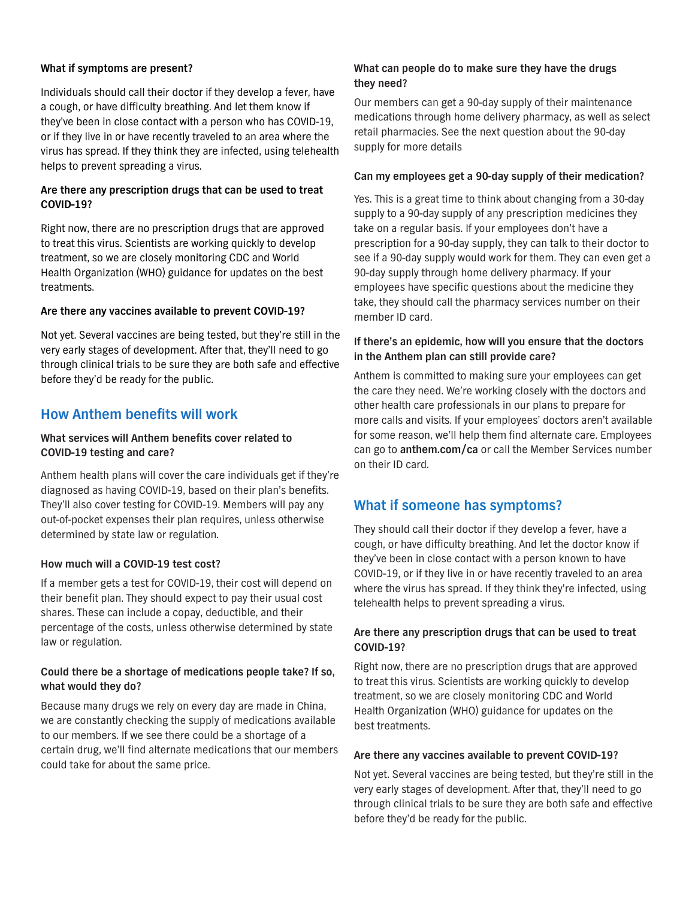**What if symptoms are present?**

Individuals should call their doctor if they develop a fever, have a cough, or have difficulty breathing. And let them know if they've been in close contact with a person who has COVID-19, or if they live in or have recently traveled to an area where the virus has spread. If they think they are infected, using telehealth helps to prevent spreading a virus.

**Are there any prescription drugs that can be used to treat COVID-19?**

Right now, there are no prescription drugs that are approved to treat this virus. Scientists are working quickly to develop treatment, so we are closely monitoring CDC and World Health Organization (WHO) guidance for updates on the best treatments.

**Are there any vaccines available to prevent COVID-19?**

Not yet. Several vaccines are being tested, but they're still in the very early stages of development. After that, they'll need to go through clinical trials to be sure they are both safe and effective before they'd be ready for the public.

## How Anthem benefits will work

**What services will Anthem benefits cover related to COVID-19 testing and care?**

Anthem health plans will cover the care individuals get if they're diagnosed as having COVID-19, based on their plan's benefits. They'll also cover testing for COVID-19. Members will pay any out-of-pocket expenses their plan requires, unless otherwise determined by state law or regulation.

**How much will a COVID-19 test cost?**

If a member gets a test for COVID-19, their cost will depend on their benefit plan. They should expect to pay their usual cost shares. These can include a copay, deductible, and their percentage of the costs, unless otherwise determined by state law or regulation.

**Could there be a shortage of medications people take? If so, what would they do?**

Because many drugs we rely on every day are made in China, we are constantly checking the supply of medications available to our members. If we see there could be a shortage of a certain drug, we'll find alternate medications that our members could take for about the same price.

**What can people do to make sure they have the drugs they need?**

Our members can get a 90-day supply of their maintenance medications through home delivery pharmacy, as well as select retail pharmacies. See the next question about the 90-day supply for more details

**Can my employees get a 90-day supply of their medication?**

Yes. This is a great time to think about changing from a 30-day supply to a 90-day supply of any prescription medicines they take on a regular basis. If your employees don't have a prescription for a 90-day supply, they can talk to their doctor to see if a 90-day supply would work for them. They can even get a 90-day supply through home delivery pharmacy. If your employees have specific questions about the medicine they take, they should call the pharmacy services number on their member ID card.

**If there's an epidemic, how will you ensure that the doctors in the Anthem plan can still provide care?**

Anthem is committed to making sure your employees can get the care they need. We're working closely with the doctors and other health care professionals in our plans to prepare for more calls and visits. If your employees' doctors aren't available for some reason, we'll help them find alternate care. Employees can go to **anthem.com/ca** or call the Member Services number on their ID card.

## What if someone has symptoms?

They should call their doctor if they develop a fever, have a cough, or have difficulty breathing. And let the doctor know if they've been in close contact with a person known to have COVID-19, or if they live in or have recently traveled to an area where the virus has spread. If they think they're infected, using telehealth helps to prevent spreading a virus.

**Are there any prescription drugs that can be used to treat COVID-19?**

Right now, there are no prescription drugs that are approved to treat this virus. Scientists are working quickly to develop treatment, so we are closely monitoring CDC and World Health Organization (WHO) guidance for updates on the best treatments.

**Are there any vaccines available to prevent COVID-19?**

Not yet. Several vaccines are being tested, but they're still in the very early stages of development. After that, they'll need to go through clinical trials to be sure they are both safe and effective before they'd be ready for the public.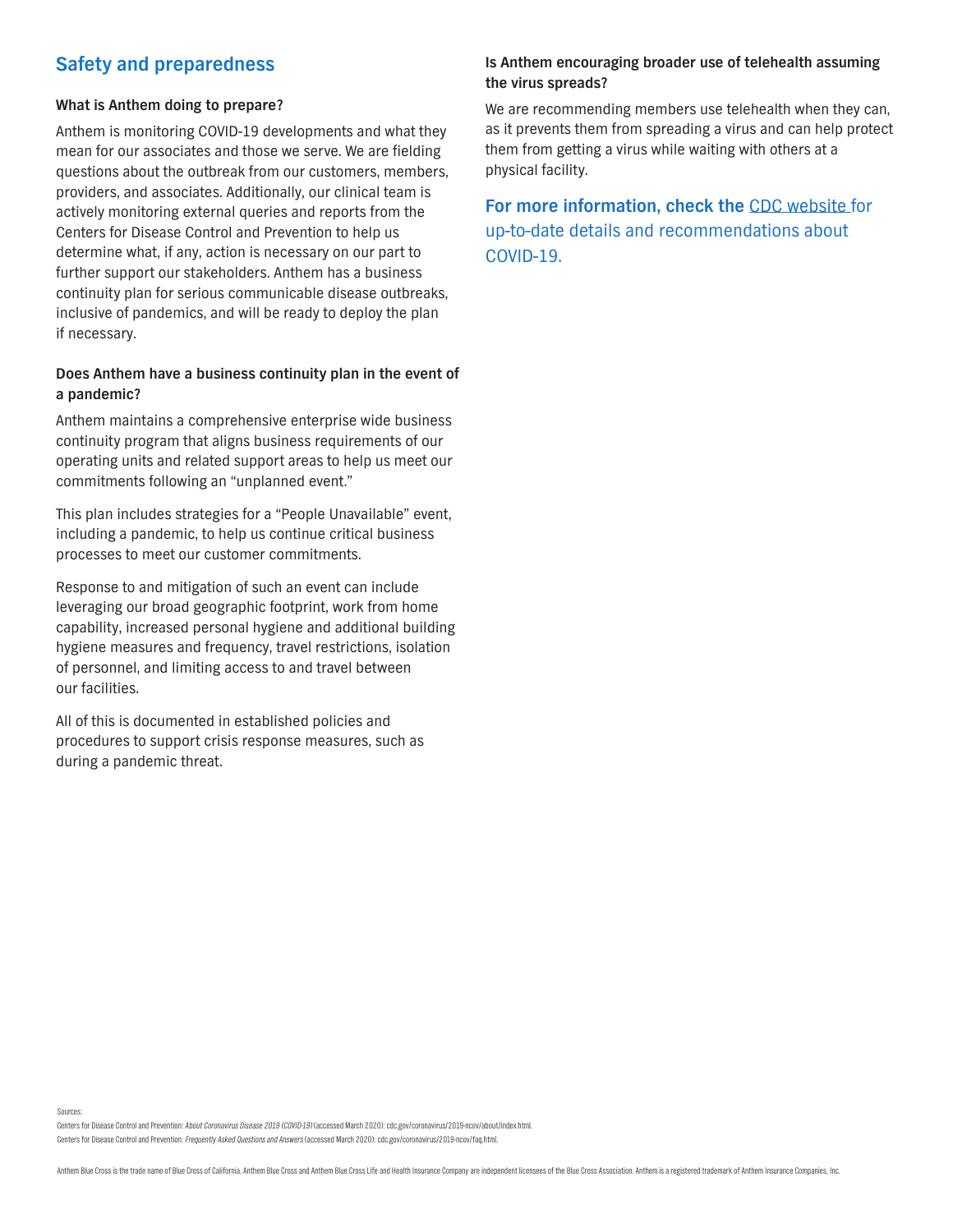## Safety and preparedness

**What is Anthem doing to prepare?**

Anthem is monitoring COVID-19 developments and what they mean for our associates and those we serve. We are fielding questions about the outbreak from our customers, members, providers, and associates. Additionally, our clinical team is actively monitoring external queries and reports from the Centers for Disease Control and Prevention to help us determine what, if any, action is necessary on our part to further support our stakeholders. Anthem has a business continuity plan for serious communicable disease outbreaks, inclusive of pandemics, and will be ready to deploy the plan if necessary.

**Does Anthem have a business continuity plan in the event of a pandemic?**

Anthem maintains a comprehensive enterprise wide business continuity program that aligns business requirements of our operating units and related support areas to help us meet our commitments following an "unplanned event."

This plan includes strategies for a "People Unavailable" event, including a pandemic, to help us continue critical business processes to meet our customer commitments.

Response to and mitigation of such an event can include leveraging our broad geographic footprint, work from home capability, increased personal hygiene and additional building hygiene measures and frequency, travel restrictions, isolation of personnel, and limiting access to and travel between our facilities.

All of this is documented in established policies and procedures to support crisis response measures, such as during a pandemic threat.

**Is Anthem encouraging broader use of telehealth assuming the virus spreads?**

We are recommending members use telehealth when they can, as it prevents them from spreading a virus and can help protect them from getting a virus while waiting with others at a physical facility.

**For more information, check the** CDC website for up-to-date details and recommendations about COVID-19.

Sources:
Centers for Disease Control and Prevention: *About Coronavirus Disease 2019 (COVID-19)* (accessed March 2020): cdc.gov/coronavirus/2019-ncov/about/index.html.
Centers for Disease Control and Prevention: *Frequently Asked Questions and Answers* (accessed March 2020): cdc.gov/coronavirus/2019-ncov/faq.html.

Anthem Blue Cross is the trade name of Blue Cross of California. Anthem Blue Cross and Anthem Blue Cross Life and Health Insurance Company are independent licensees of the Blue Cross Association. Anthem is a registered trademark of Anthem Insurance Companies, Inc.